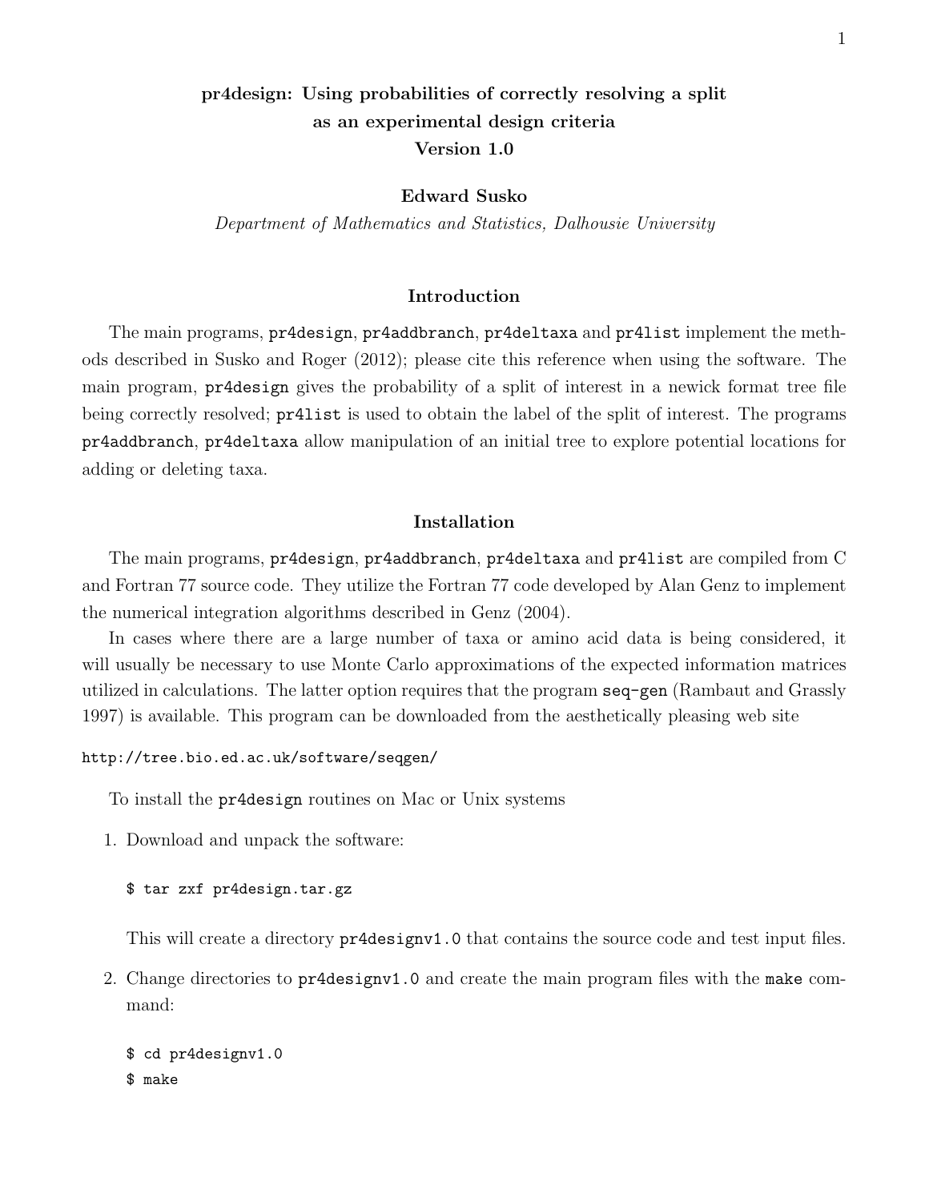# pr4design: Using probabilities of correctly resolving a split as an experimental design criteria Version 1.0

**Edward Susko**

*Department of Mathematics and Statistics, Dalhousie University*

## Introduction

The main programs, `pr4design`, `pr4addbranch`, `pr4deltaxa` and `pr4list` implement the methods described in Susko and Roger (2012); please cite this reference when using the software. The main program, `pr4design` gives the probability of a split of interest in a newick format tree file being correctly resolved; `pr4list` is used to obtain the label of the split of interest. The programs `pr4addbranch`, `pr4deltaxa` allow manipulation of an initial tree to explore potential locations for adding or deleting taxa.

## Installation

The main programs, `pr4design`, `pr4addbranch`, `pr4deltaxa` and `pr4list` are compiled from C and Fortran 77 source code. They utilize the Fortran 77 code developed by Alan Genz to implement the numerical integration algorithms described in Genz (2004).

In cases where there are a large number of taxa or amino acid data is being considered, it will usually be necessary to use Monte Carlo approximations of the expected information matrices utilized in calculations. The latter option requires that the program `seq-gen` (Rambaut and Grassly 1997) is available. This program can be downloaded from the aesthetically pleasing web site

```
http://tree.bio.ed.ac.uk/software/seqgen/
```

To install the `pr4design` routines on Mac or Unix systems

1. Download and unpack the software:

   ```
   $ tar zxf pr4design.tar.gz
   ```

   This will create a directory `pr4designv1.0` that contains the source code and test input files.

2. Change directories to `pr4designv1.0` and create the main program files with the `make` command:

   ```
   $ cd pr4designv1.0
   $ make
   ```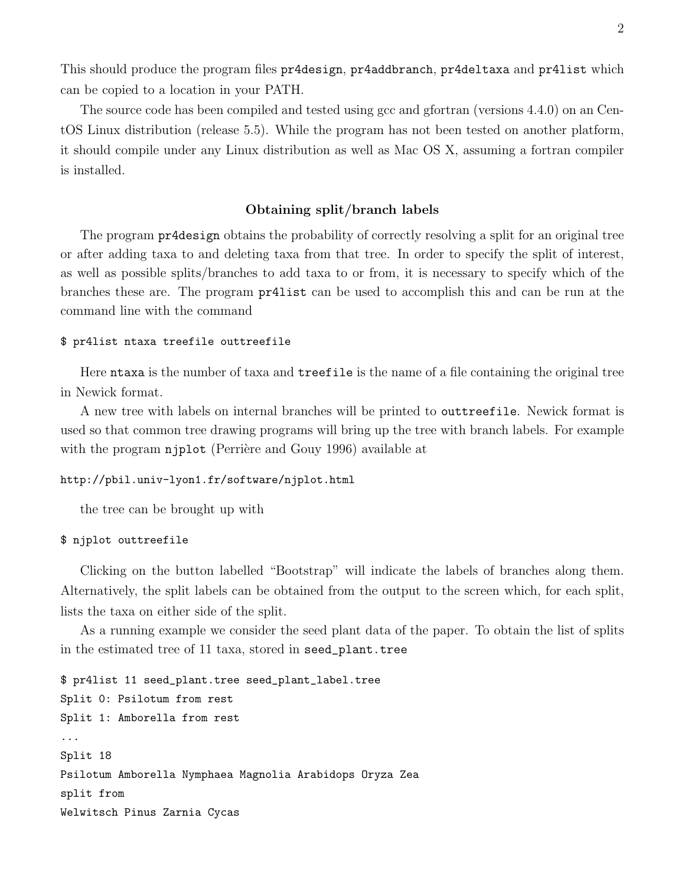This should produce the program files `pr4design`, `pr4addbranch`, `pr4deltaxa` and `pr4list` which can be copied to a location in your PATH.

The source code has been compiled and tested using gcc and gfortran (versions 4.4.0) on an CentOS Linux distribution (release 5.5). While the program has not been tested on another platform, it should compile under any Linux distribution as well as Mac OS X, assuming a fortran compiler is installed.

### Obtaining split/branch labels

The program `pr4design` obtains the probability of correctly resolving a split for an original tree or after adding taxa to and deleting taxa from that tree. In order to specify the split of interest, as well as possible splits/branches to add taxa to or from, it is necessary to specify which of the branches these are. The program `pr4list` can be used to accomplish this and can be run at the command line with the command

```
$ pr4list ntaxa treefile outtreefile
```

Here `ntaxa` is the number of taxa and `treefile` is the name of a file containing the original tree in Newick format.

A new tree with labels on internal branches will be printed to `outtreefile`. Newick format is used so that common tree drawing programs will bring up the tree with branch labels. For example with the program `njplot` (Perrière and Gouy 1996) available at

```
http://pbil.univ-lyon1.fr/software/njplot.html
```

the tree can be brought up with

```
$ njplot outtreefile
```

Clicking on the button labelled "Bootstrap" will indicate the labels of branches along them. Alternatively, the split labels can be obtained from the output to the screen which, for each split, lists the taxa on either side of the split.

As a running example we consider the seed plant data of the paper. To obtain the list of splits in the estimated tree of 11 taxa, stored in `seed_plant.tree`

```
$ pr4list 11 seed_plant.tree seed_plant_label.tree
Split 0: Psilotum from rest
Split 1: Amborella from rest
...
Split 18
Psilotum Amborella Nymphaea Magnolia Arabidops Oryza Zea
split from
Welwitsch Pinus Zarnia Cycas
```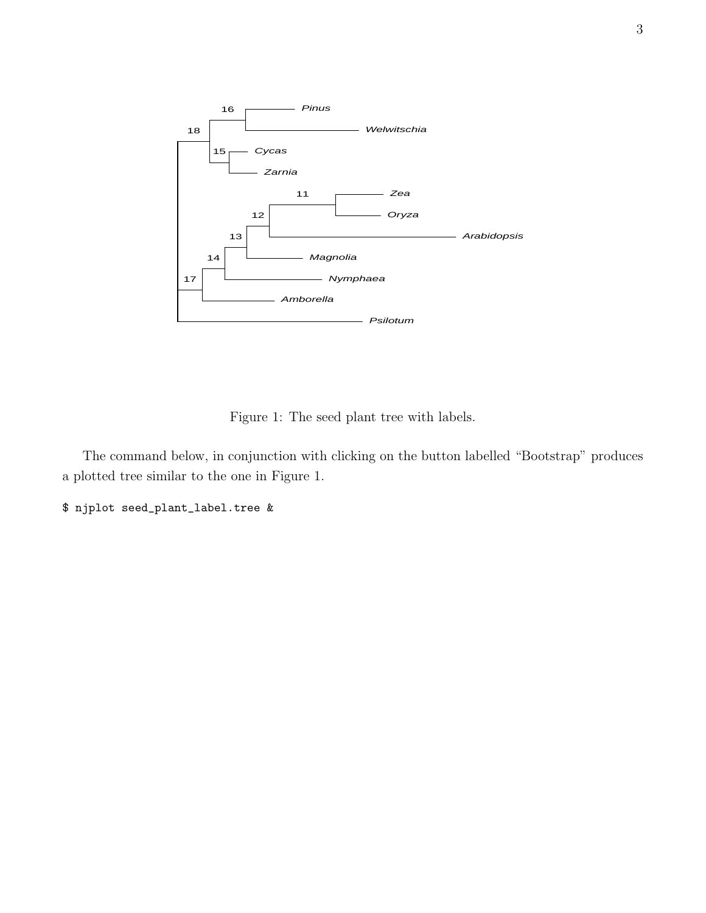Figure 1: The seed plant tree with labels.

The command below, in conjunction with clicking on the button labelled "Bootstrap" produces a plotted tree similar to the one in Figure 1.

```
$ njplot seed_plant_label.tree &
```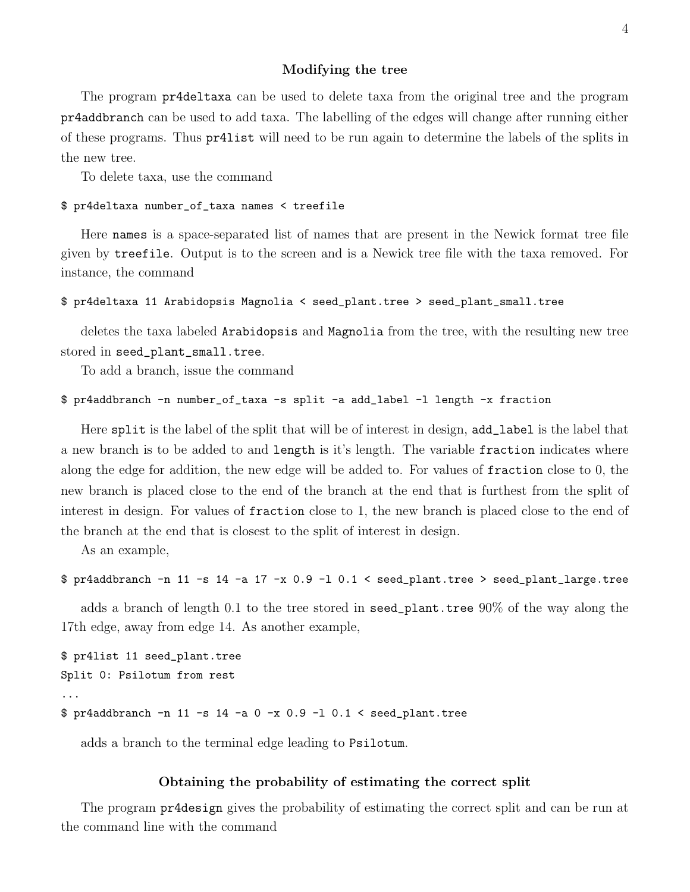### Modifying the tree

The program `pr4deltaxa` can be used to delete taxa from the original tree and the program `pr4addbranch` can be used to add taxa. The labelling of the edges will change after running either of these programs. Thus `pr4list` will need to be run again to determine the labels of the splits in the new tree.

To delete taxa, use the command

```
$ pr4deltaxa number_of_taxa names < treefile
```

Here `names` is a space-separated list of names that are present in the Newick format tree file given by `treefile`. Output is to the screen and is a Newick tree file with the taxa removed. For instance, the command

```
$ pr4deltaxa 11 Arabidopsis Magnolia < seed_plant.tree > seed_plant_small.tree
```

deletes the taxa labeled `Arabidopsis` and `Magnolia` from the tree, with the resulting new tree stored in `seed_plant_small.tree`.

To add a branch, issue the command

```
$ pr4addbranch -n number_of_taxa -s split -a add_label -l length -x fraction
```

Here `split` is the label of the split that will be of interest in design, `add_label` is the label that a new branch is to be added to and `length` is it's length. The variable `fraction` indicates where along the edge for addition, the new edge will be added to. For values of `fraction` close to 0, the new branch is placed close to the end of the branch at the end that is furthest from the split of interest in design. For values of `fraction` close to 1, the new branch is placed close to the end of the branch at the end that is closest to the split of interest in design.

As an example,

```
$ pr4addbranch -n 11 -s 14 -a 17 -x 0.9 -l 0.1 < seed_plant.tree > seed_plant_large.tree
```

adds a branch of length 0.1 to the tree stored in `seed_plant.tree` 90% of the way along the 17th edge, away from edge 14. As another example,

```
$ pr4list 11 seed_plant.tree
Split 0: Psilotum from rest
...
$ pr4addbranch -n 11 -s 14 -a 0 -x 0.9 -l 0.1 < seed_plant.tree
```

adds a branch to the terminal edge leading to `Psilotum`.

### Obtaining the probability of estimating the correct split

The program `pr4design` gives the probability of estimating the correct split and can be run at the command line with the command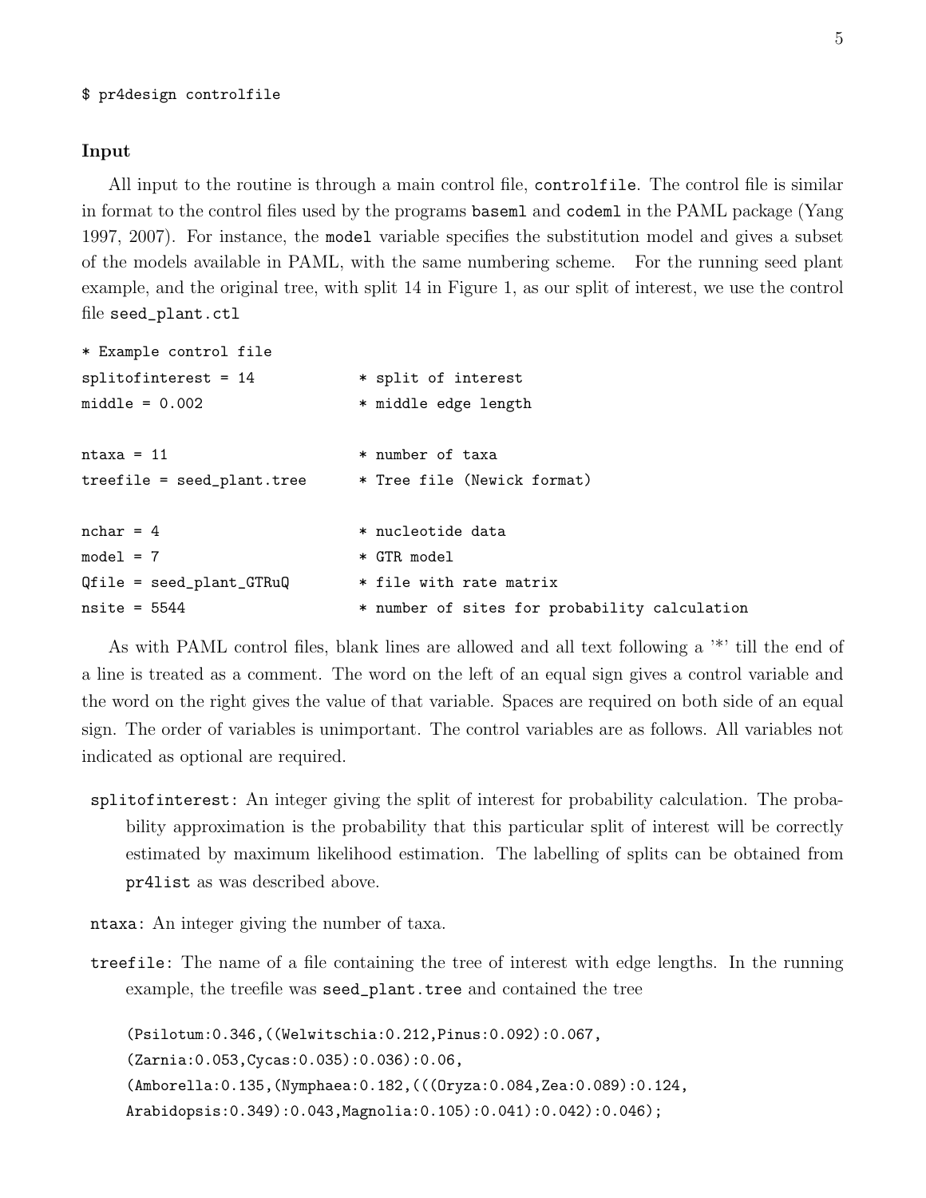```
$ pr4design controlfile
```

### Input

All input to the routine is through a main control file, `controlfile`. The control file is similar in format to the control files used by the programs `baseml` and `codeml` in the PAML package (Yang 1997, 2007). For instance, the `model` variable specifies the substitution model and gives a subset of the models available in PAML, with the same numbering scheme. For the running seed plant example, and the original tree, with split 14 in Figure 1, as our split of interest, we use the control file `seed_plant.ctl`

```
* Example control file
splitofinterest = 14          * split of interest
middle = 0.002                * middle edge length

ntaxa = 11                    * number of taxa
treefile = seed_plant.tree    * Tree file (Newick format)

nchar = 4                     * nucleotide data
model = 7                     * GTR model
Qfile = seed_plant_GTRuQ      * file with rate matrix
nsite = 5544                  * number of sites for probability calculation
```

As with PAML control files, blank lines are allowed and all text following a '*' till the end of a line is treated as a comment. The word on the left of an equal sign gives a control variable and the word on the right gives the value of that variable. Spaces are required on both side of an equal sign. The order of variables is unimportant. The control variables are as follows. All variables not indicated as optional are required.

`splitofinterest`: An integer giving the split of interest for probability calculation. The probability approximation is the probability that this particular split of interest will be correctly estimated by maximum likelihood estimation. The labelling of splits can be obtained from `pr4list` as was described above.

`ntaxa`: An integer giving the number of taxa.

`treefile`: The name of a file containing the tree of interest with edge lengths. In the running example, the treefile was `seed_plant.tree` and contained the tree

```
(Psilotum:0.346,((Welwitschia:0.212,Pinus:0.092):0.067,
(Zarnia:0.053,Cycas:0.035):0.036):0.06,
(Amborella:0.135,(Nymphaea:0.182,(((Oryza:0.084,Zea:0.089):0.124,
Arabidopsis:0.349):0.043,Magnolia:0.105):0.041):0.042):0.046);
```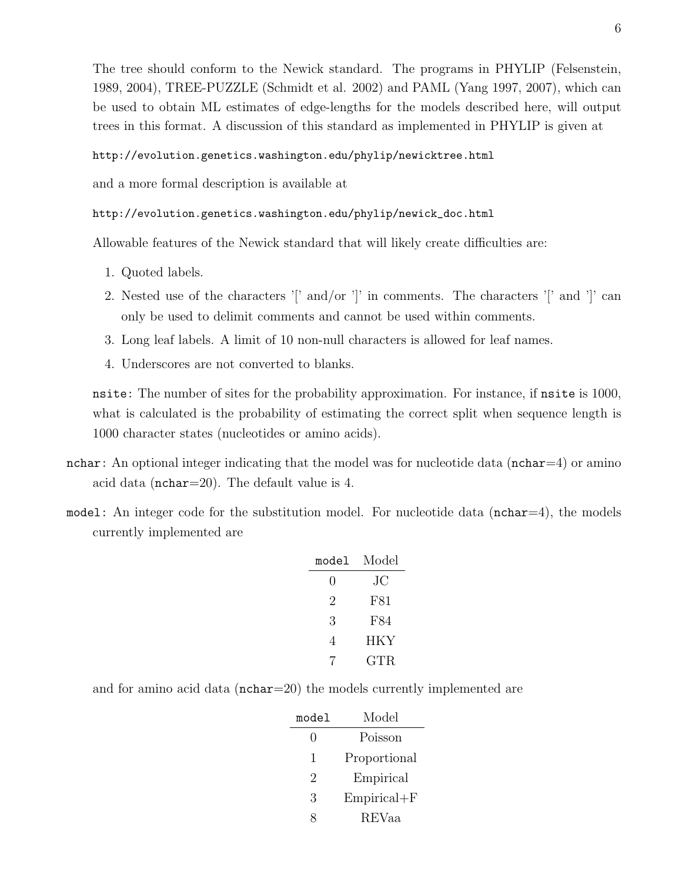The tree should conform to the Newick standard. The programs in PHYLIP (Felsenstein, 1989, 2004), TREE-PUZZLE (Schmidt et al. 2002) and PAML (Yang 1997, 2007), which can be used to obtain ML estimates of edge-lengths for the models described here, will output trees in this format. A discussion of this standard as implemented in PHYLIP is given at

`http://evolution.genetics.washington.edu/phylip/newicktree.html`

and a more formal description is available at

`http://evolution.genetics.washington.edu/phylip/newick_doc.html`

Allowable features of the Newick standard that will likely create difficulties are:

1. Quoted labels.
2. Nested use of the characters '[' and/or ']' in comments. The characters '[' and ']' can only be used to delimit comments and cannot be used within comments.
3. Long leaf labels. A limit of 10 non-null characters is allowed for leaf names.
4. Underscores are not converted to blanks.

`nsite`: The number of sites for the probability approximation. For instance, if `nsite` is 1000, what is calculated is the probability of estimating the correct split when sequence length is 1000 character states (nucleotides or amino acids).

`nchar`: An optional integer indicating that the model was for nucleotide data (`nchar`=4) or amino acid data (`nchar`=20). The default value is 4.

`model`: An integer code for the substitution model. For nucleotide data (`nchar`=4), the models currently implemented are

| `model` | Model |
|---|---|
| 0 | JC |
| 2 | F81 |
| 3 | F84 |
| 4 | HKY |
| 7 | GTR |

and for amino acid data (`nchar`=20) the models currently implemented are

| `model` | Model |
|---|---|
| 0 | Poisson |
| 1 | Proportional |
| 2 | Empirical |
| 3 | Empirical+F |
| 8 | REVaa |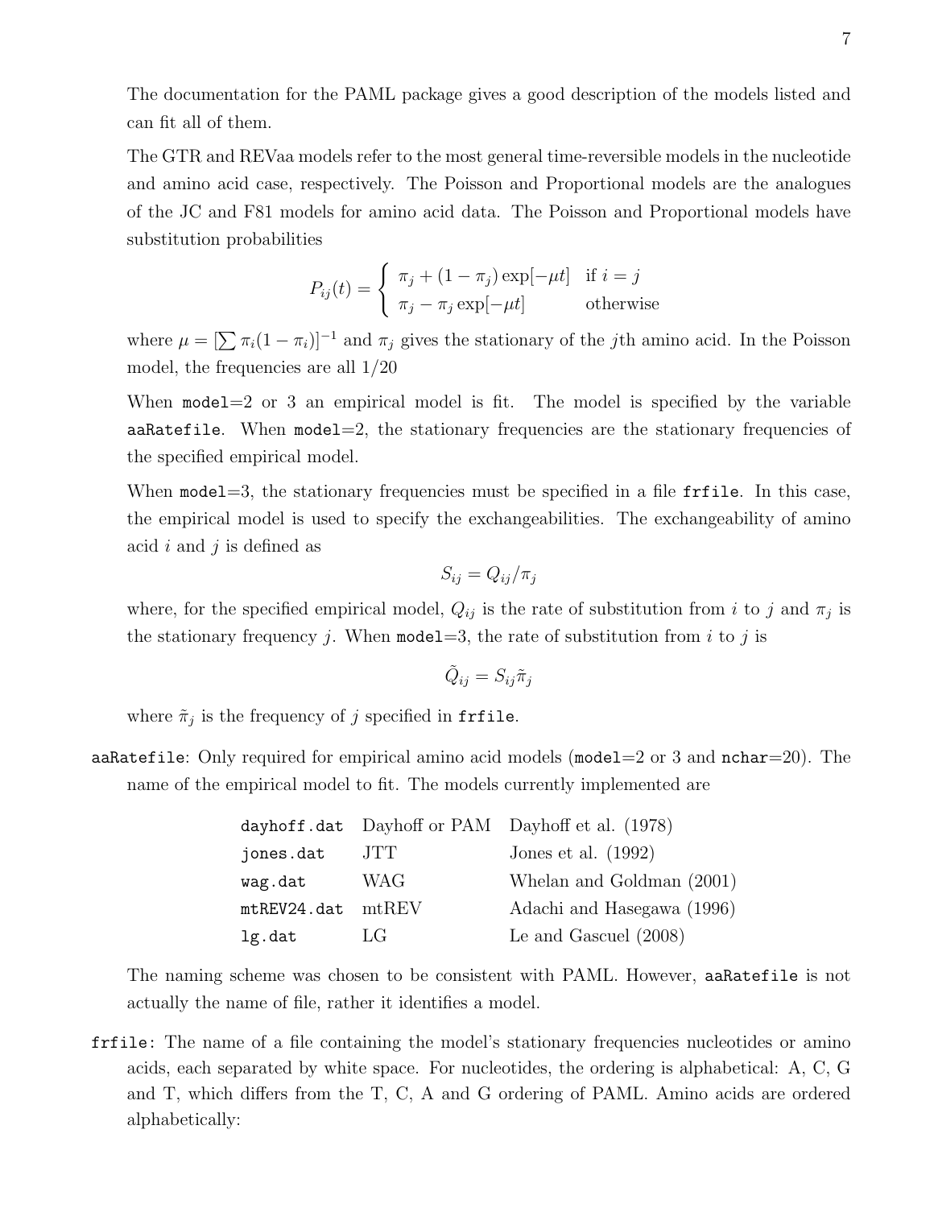The documentation for the PAML package gives a good description of the models listed and can fit all of them.

The GTR and REVaa models refer to the most general time-reversible models in the nucleotide and amino acid case, respectively. The Poisson and Proportional models are the analogues of the JC and F81 models for amino acid data. The Poisson and Proportional models have substitution probabilities

$$P_{ij}(t) = \begin{cases} \pi_j + (1 - \pi_j) \exp[-\mu t] & \text{if } i = j \\ \pi_j - \pi_j \exp[-\mu t] & \text{otherwise} \end{cases}$$

where $\mu = [\sum \pi_i(1 - \pi_i)]^{-1}$ and $\pi_j$ gives the stationary of the $j$th amino acid. In the Poisson model, the frequencies are all 1/20

When `model`=2 or 3 an empirical model is fit. The model is specified by the variable `aaRatefile`. When `model`=2, the stationary frequencies are the stationary frequencies of the specified empirical model.

When `model`=3, the stationary frequencies must be specified in a file `frfile`. In this case, the empirical model is used to specify the exchangeabilities. The exchangeability of amino acid $i$ and $j$ is defined as

$$S_{ij} = Q_{ij}/\pi_j$$

where, for the specified empirical model, $Q_{ij}$ is the rate of substitution from $i$ to $j$ and $\pi_j$ is the stationary frequency $j$. When `model`=3, the rate of substitution from $i$ to $j$ is

$$\tilde{Q}_{ij} = S_{ij}\tilde{\pi}_j$$

where $\tilde{\pi}_j$ is the frequency of $j$ specified in `frfile`.

`aaRatefile`: Only required for empirical amino acid models (`model`=2 or 3 and `nchar`=20). The name of the empirical model to fit. The models currently implemented are

| | | |
|---|---|---|
| `dayhoff.dat` | Dayhoff or PAM | Dayhoff et al. (1978) |
| `jones.dat` | JTT | Jones et al. (1992) |
| `wag.dat` | WAG | Whelan and Goldman (2001) |
| `mtREV24.dat` | mtREV | Adachi and Hasegawa (1996) |
| `lg.dat` | LG | Le and Gascuel (2008) |

The naming scheme was chosen to be consistent with PAML. However, `aaRatefile` is not actually the name of file, rather it identifies a model.

`frfile`: The name of a file containing the model's stationary frequencies nucleotides or amino acids, each separated by white space. For nucleotides, the ordering is alphabetical: A, C, G and T, which differs from the T, C, A and G ordering of PAML. Amino acids are ordered alphabetically: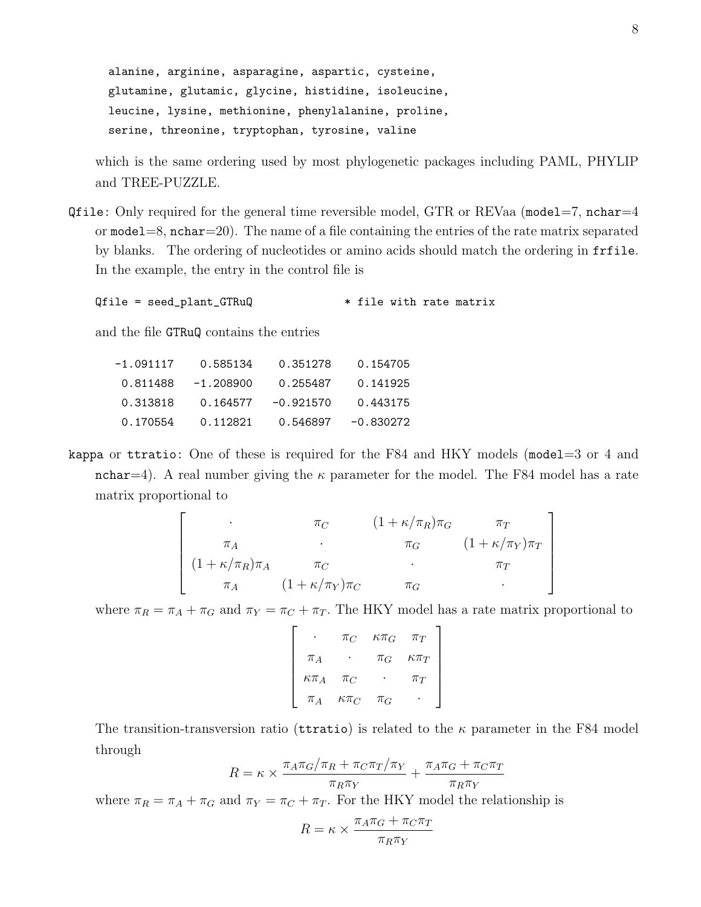```
alanine, arginine, asparagine, aspartic, cysteine,
glutamine, glutamic, glycine, histidine, isoleucine,
leucine, lysine, methionine, phenylalanine, proline,
serine, threonine, tryptophan, tyrosine, valine
```

which is the same ordering used by most phylogenetic packages including PAML, PHYLIP and TREE-PUZZLE.

`Qfile`: Only required for the general time reversible model, GTR or REVaa (`model`=7, `nchar`=4 or `model`=8, `nchar`=20). The name of a file containing the entries of the rate matrix separated by blanks. The ordering of nucleotides or amino acids should match the ordering in `frfile`. In the example, the entry in the control file is

```
Qfile = seed_plant_GTRuQ              * file with rate matrix
```

and the file `GTRuQ` contains the entries

```
-1.091117    0.585134    0.351278    0.154705
 0.811488   -1.208900    0.255487    0.141925
 0.313818    0.164577   -0.921570    0.443175
 0.170554    0.112821    0.546897   -0.830272
```

`kappa` or `ttratio`: One of these is required for the F84 and HKY models (`model`=3 or 4 and `nchar`=4). A real number giving the $\kappa$ parameter for the model. The F84 model has a rate matrix proportional to

$$\begin{bmatrix} \cdot & \pi_C & (1+\kappa/\pi_R)\pi_G & \pi_T \\ \pi_A & \cdot & \pi_G & (1+\kappa/\pi_Y)\pi_T \\ (1+\kappa/\pi_R)\pi_A & \pi_C & \cdot & \pi_T \\ \pi_A & (1+\kappa/\pi_Y)\pi_C & \pi_G & \cdot \end{bmatrix}$$

where $\pi_R = \pi_A + \pi_G$ and $\pi_Y = \pi_C + \pi_T$. The HKY model has a rate matrix proportional to

$$\begin{bmatrix} \cdot & \pi_C & \kappa\pi_G & \pi_T \\ \pi_A & \cdot & \pi_G & \kappa\pi_T \\ \kappa\pi_A & \pi_C & \cdot & \pi_T \\ \pi_A & \kappa\pi_C & \pi_G & \cdot \end{bmatrix}$$

The transition-transversion ratio (`ttratio`) is related to the $\kappa$ parameter in the F84 model through

$$R = \kappa \times \frac{\pi_A\pi_G/\pi_R + \pi_C\pi_T/\pi_Y}{\pi_R\pi_Y} + \frac{\pi_A\pi_G + \pi_C\pi_T}{\pi_R\pi_Y}$$

where $\pi_R = \pi_A + \pi_G$ and $\pi_Y = \pi_C + \pi_T$. For the HKY model the relationship is

$$R = \kappa \times \frac{\pi_A\pi_G + \pi_C\pi_T}{\pi_R\pi_Y}$$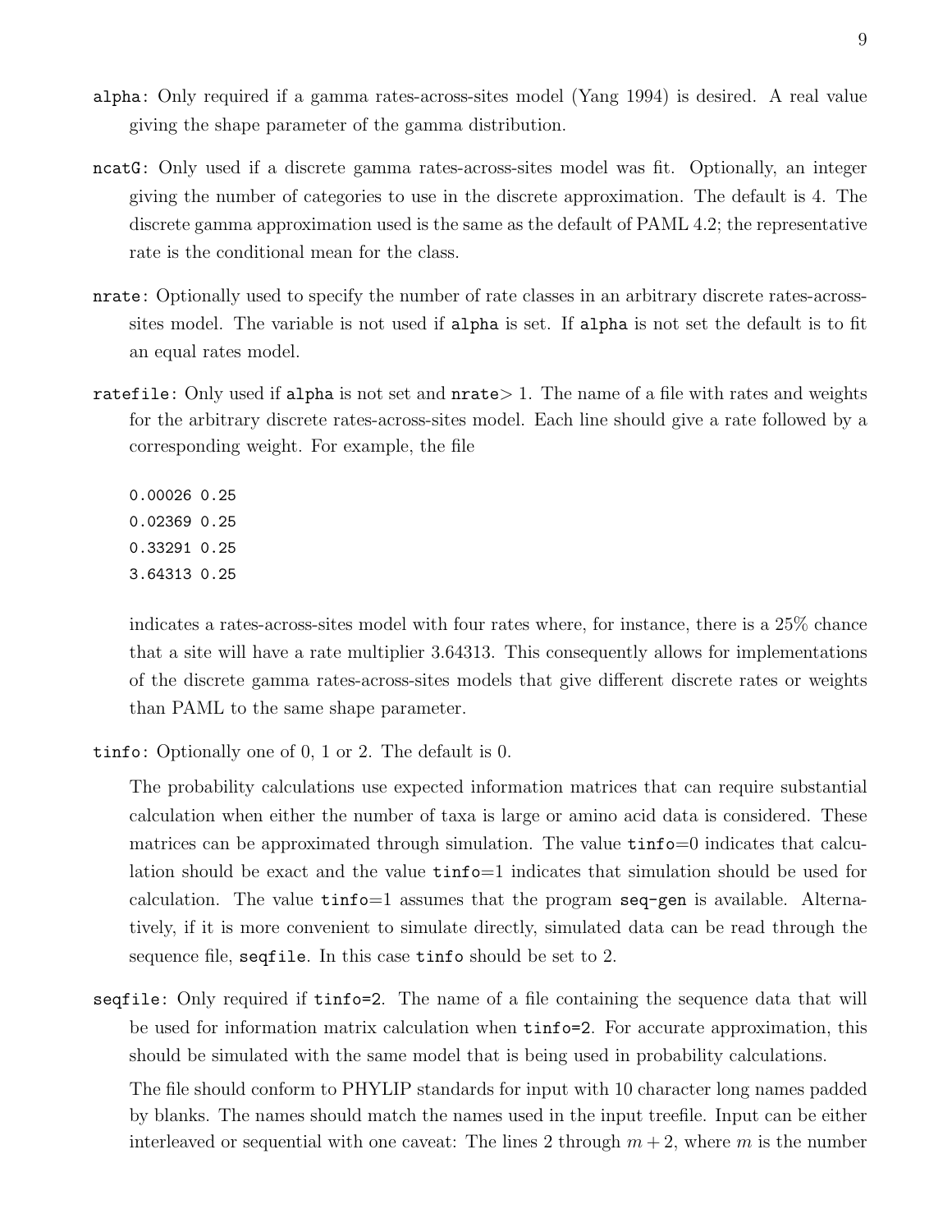`alpha`: Only required if a gamma rates-across-sites model (Yang 1994) is desired. A real value giving the shape parameter of the gamma distribution.

`ncatG`: Only used if a discrete gamma rates-across-sites model was fit. Optionally, an integer giving the number of categories to use in the discrete approximation. The default is 4. The discrete gamma approximation used is the same as the default of PAML 4.2; the representative rate is the conditional mean for the class.

`nrate`: Optionally used to specify the number of rate classes in an arbitrary discrete rates-across-sites model. The variable is not used if `alpha` is set. If `alpha` is not set the default is to fit an equal rates model.

`ratefile`: Only used if `alpha` is not set and `nrate`$> 1$. The name of a file with rates and weights for the arbitrary discrete rates-across-sites model. Each line should give a rate followed by a corresponding weight. For example, the file

```
0.00026 0.25
0.02369 0.25
0.33291 0.25
3.64313 0.25
```

indicates a rates-across-sites model with four rates where, for instance, there is a 25% chance that a site will have a rate multiplier 3.64313. This consequently allows for implementations of the discrete gamma rates-across-sites models that give different discrete rates or weights than PAML to the same shape parameter.

`tinfo`: Optionally one of 0, 1 or 2. The default is 0.

The probability calculations use expected information matrices that can require substantial calculation when either the number of taxa is large or amino acid data is considered. These matrices can be approximated through simulation. The value `tinfo`=0 indicates that calculation should be exact and the value `tinfo`=1 indicates that simulation should be used for calculation. The value `tinfo`=1 assumes that the program `seq-gen` is available. Alternatively, if it is more convenient to simulate directly, simulated data can be read through the sequence file, `seqfile`. In this case `tinfo` should be set to 2.

`seqfile`: Only required if `tinfo=2`. The name of a file containing the sequence data that will be used for information matrix calculation when `tinfo=2`. For accurate approximation, this should be simulated with the same model that is being used in probability calculations.

The file should conform to PHYLIP standards for input with 10 character long names padded by blanks. The names should match the names used in the input treefile. Input can be either interleaved or sequential with one caveat: The lines 2 through $m + 2$, where $m$ is the number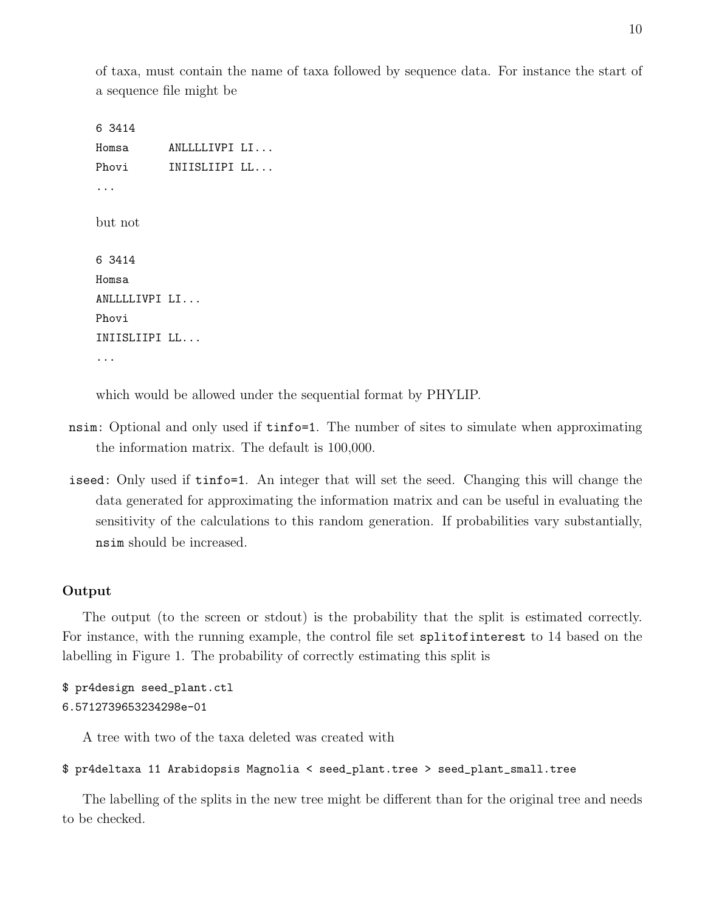of taxa, must contain the name of taxa followed by sequence data. For instance the start of a sequence file might be

```
6 3414
Homsa      ANLLLLIVPI LI...
Phovi      INIISLIIPI LL...
...
```

but not

```
6 3414
Homsa
ANLLLLIVPI LI...
Phovi
INIISLIIPI LL...
...
```

which would be allowed under the sequential format by PHYLIP.

- `nsim`: Optional and only used if `tinfo=1`. The number of sites to simulate when approximating the information matrix. The default is 100,000.
- `iseed`: Only used if `tinfo=1`. An integer that will set the seed. Changing this will change the data generated for approximating the information matrix and can be useful in evaluating the sensitivity of the calculations to this random generation. If probabilities vary substantially, `nsim` should be increased.

### Output

The output (to the screen or stdout) is the probability that the split is estimated correctly. For instance, with the running example, the control file set `splitofinterest` to 14 based on the labelling in Figure 1. The probability of correctly estimating this split is

```
$ pr4design seed_plant.ctl
6.5712739653234298e-01
```

A tree with two of the taxa deleted was created with

```
$ pr4deltaxa 11 Arabidopsis Magnolia < seed_plant.tree > seed_plant_small.tree
```

The labelling of the splits in the new tree might be different than for the original tree and needs to be checked.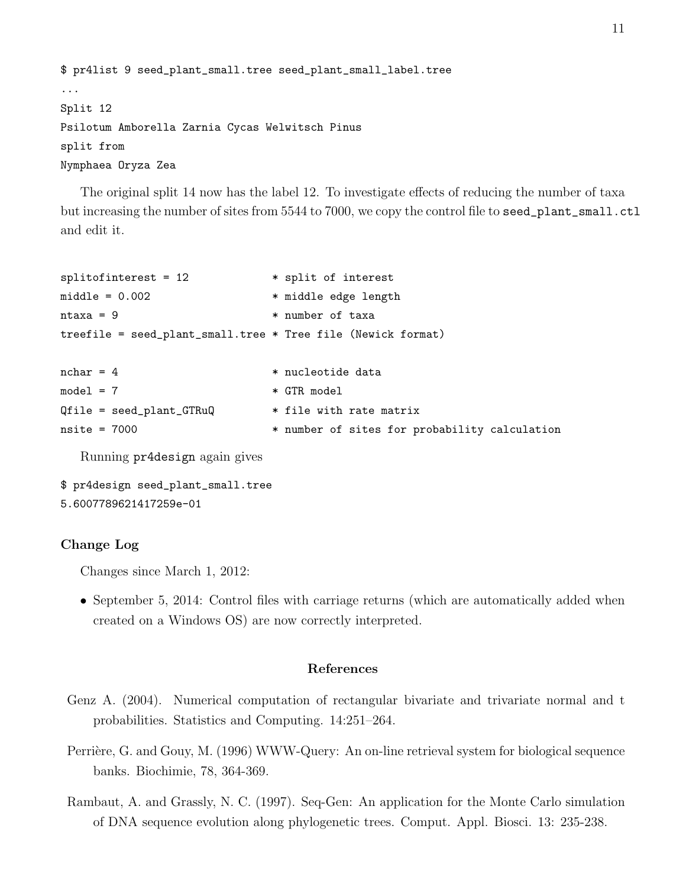```
$ pr4list 9 seed_plant_small.tree seed_plant_small_label.tree
...
Split 12
Psilotum Amborella Zarnia Cycas Welwitsch Pinus
split from
Nymphaea Oryza Zea
```

The original split 14 now has the label 12. To investigate effects of reducing the number of taxa but increasing the number of sites from 5544 to 7000, we copy the control file to `seed_plant_small.ctl` and edit it.

```
splitofinterest = 12            * split of interest
middle = 0.002                  * middle edge length
ntaxa = 9                       * number of taxa
treefile = seed_plant_small.tree * Tree file (Newick format)

nchar = 4                       * nucleotide data
model = 7                       * GTR model
Qfile = seed_plant_GTRuQ        * file with rate matrix
nsite = 7000                    * number of sites for probability calculation
```

Running `pr4design` again gives

```
$ pr4design seed_plant_small.tree
5.6007789621417259e-01
```

### Change Log

Changes since March 1, 2012:

- September 5, 2014: Control files with carriage returns (which are automatically added when created on a Windows OS) are now correctly interpreted.

## References

Genz A. (2004). Numerical computation of rectangular bivariate and trivariate normal and t probabilities. Statistics and Computing. 14:251–264.

Perrière, G. and Gouy, M. (1996) WWW-Query: An on-line retrieval system for biological sequence banks. Biochimie, 78, 364-369.

Rambaut, A. and Grassly, N. C. (1997). Seq-Gen: An application for the Monte Carlo simulation of DNA sequence evolution along phylogenetic trees. Comput. Appl. Biosci. 13: 235-238.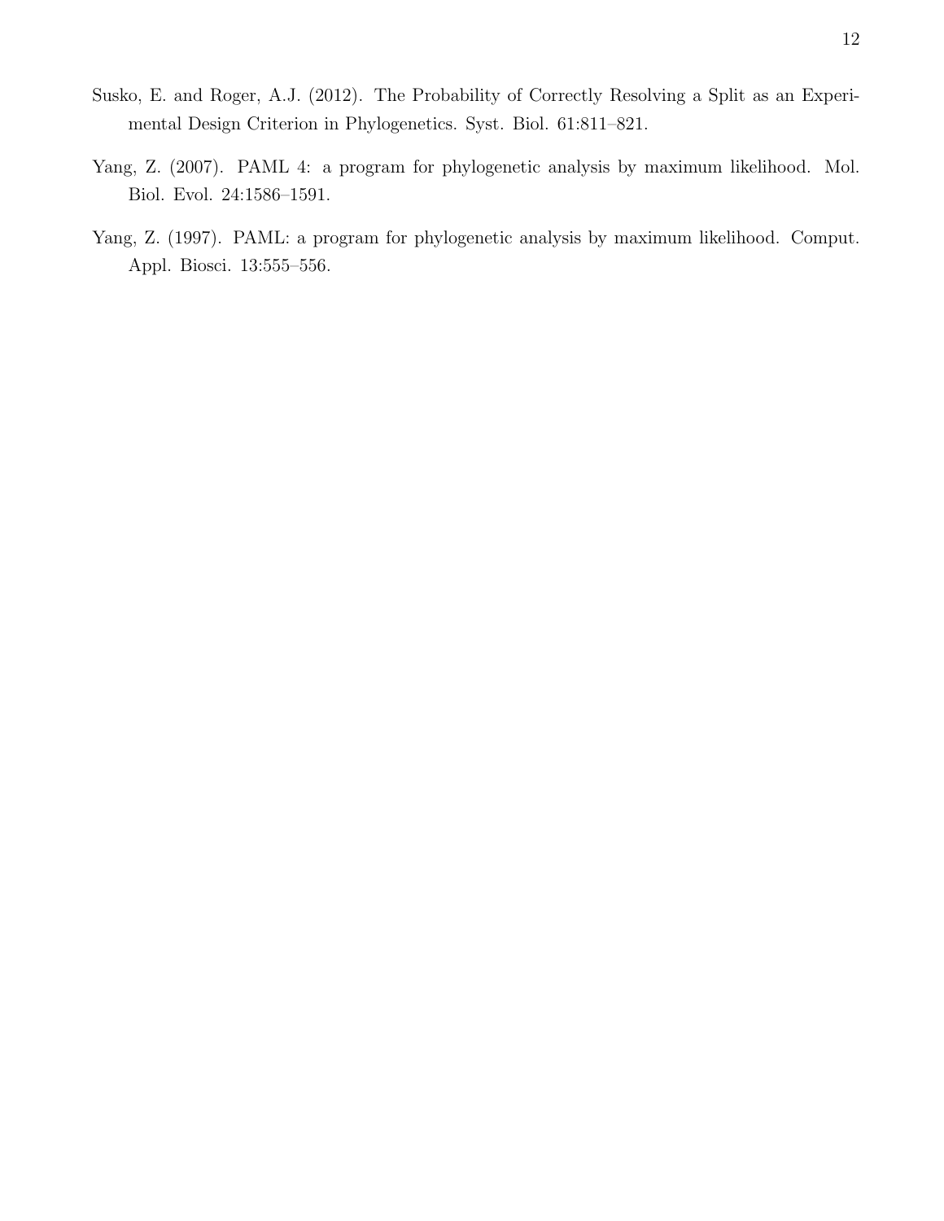Susko, E. and Roger, A.J. (2012). The Probability of Correctly Resolving a Split as an Experimental Design Criterion in Phylogenetics. Syst. Biol. 61:811–821.

Yang, Z. (2007). PAML 4: a program for phylogenetic analysis by maximum likelihood. Mol. Biol. Evol. 24:1586–1591.

Yang, Z. (1997). PAML: a program for phylogenetic analysis by maximum likelihood. Comput. Appl. Biosci. 13:555–556.